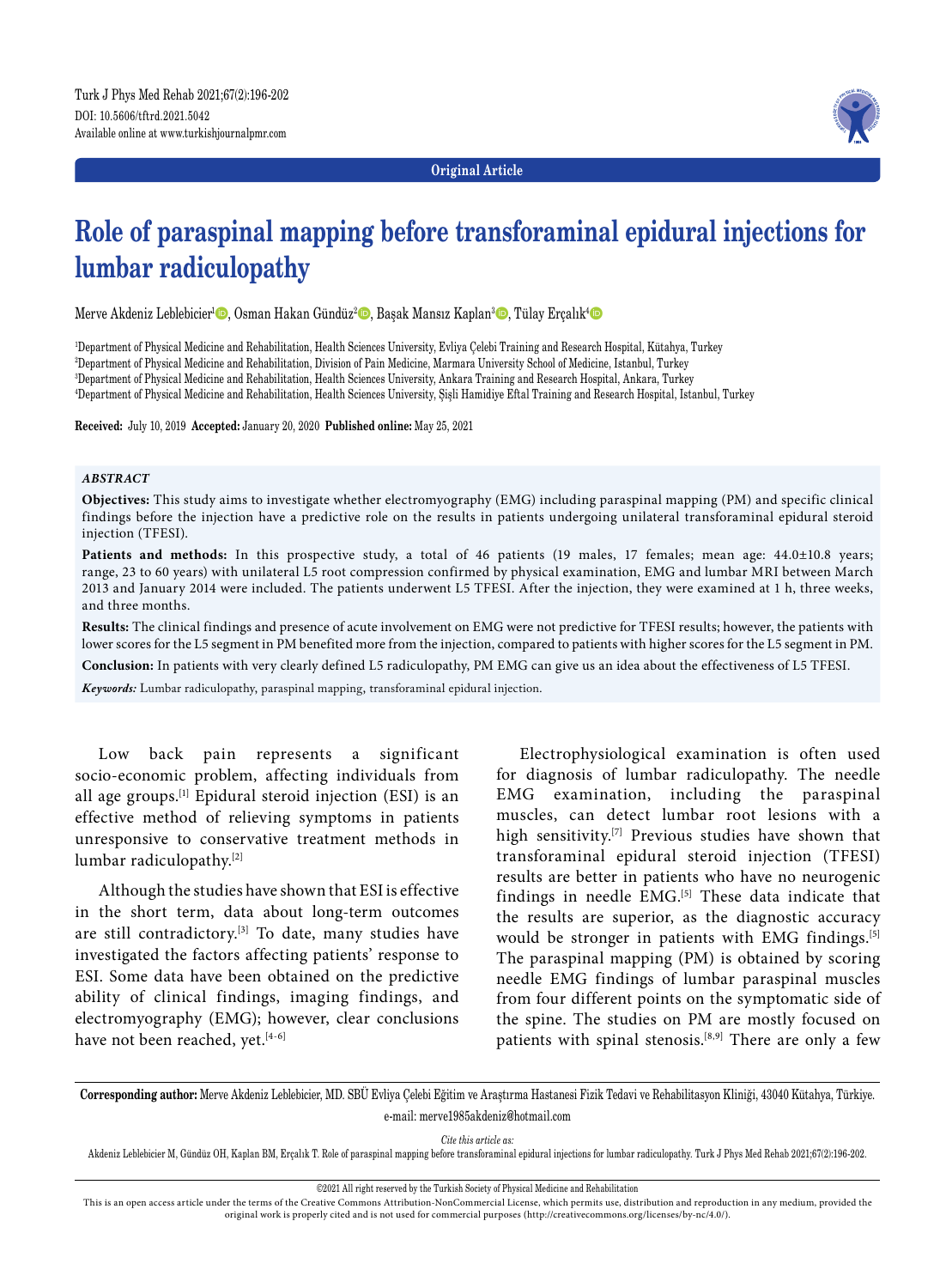Original Article

# Role of paraspinal mapping before transforaminal epidural injections for lumbar radiculopathy

Merve Akdeniz Leblebicier[1], Osman Hakan Gündüz[2], Başak Mansız Kaplan[3], Tülay Erçalık[4]

[1]Department of Physical Medicine and Rehabilitation, Health Sciences University, Evliya Çelebi Training and Research Hospital, Kütahya, Turkey
[2]Department of Physical Medicine and Rehabilitation, Division of Pain Medicine, Marmara University School of Medicine, Istanbul, Turkey
[3]Department of Physical Medicine and Rehabilitation, Health Sciences University, Ankara Training and Research Hospital, Ankara, Turkey
[4]Department of Physical Medicine and Rehabilitation, Health Sciences University, Şişli Hamidiye Eftal Training and Research Hospital, Istanbul, Turkey

**Received:** July 10, 2019 **Accepted:** January 20, 2020 **Published online:** May 25, 2021

## *ABSTRACT*

**Objectives:** This study aims to investigate whether electromyography (EMG) including paraspinal mapping (PM) and specific clinical findings before the injection have a predictive role on the results in patients undergoing unilateral transforaminal epidural steroid injection (TFESI).

**Patients and methods:** In this prospective study, a total of 46 patients (19 males, 17 females; mean age: 44.0±10.8 years; range, 23 to 60 years) with unilateral L5 root compression confirmed by physical examination, EMG and lumbar MRI between March 2013 and January 2014 were included. The patients underwent L5 TFESI. After the injection, they were examined at 1 h, three weeks, and three months.

**Results:** The clinical findings and presence of acute involvement on EMG were not predictive for TFESI results; however, the patients with lower scores for the L5 segment in PM benefited more from the injection, compared to patients with higher scores for the L5 segment in PM.

**Conclusion:** In patients with very clearly defined L5 radiculopathy, PM EMG can give us an idea about the effectiveness of L5 TFESI.

***Keywords:*** Lumbar radiculopathy, paraspinal mapping, transforaminal epidural injection.

Low back pain represents a significant socio-economic problem, affecting individuals from all age groups.[1] Epidural steroid injection (ESI) is an effective method of relieving symptoms in patients unresponsive to conservative treatment methods in lumbar radiculopathy.[2]

Although the studies have shown that ESI is effective in the short term, data about long-term outcomes are still contradictory.[3] To date, many studies have investigated the factors affecting patients' response to ESI. Some data have been obtained on the predictive ability of clinical findings, imaging findings, and electromyography (EMG); however, clear conclusions have not been reached, yet.[4-6]

Electrophysiological examination is often used for diagnosis of lumbar radiculopathy. The needle EMG examination, including the paraspinal muscles, can detect lumbar root lesions with a high sensitivity.[7] Previous studies have shown that transforaminal epidural steroid injection (TFESI) results are better in patients who have no neurogenic findings in needle EMG.[5] These data indicate that the results are superior, as the diagnostic accuracy would be stronger in patients with EMG findings.[5] The paraspinal mapping (PM) is obtained by scoring needle EMG findings of lumbar paraspinal muscles from four different points on the symptomatic side of the spine. The studies on PM are mostly focused on patients with spinal stenosis.[8,9] There are only a few

**Corresponding author:** Merve Akdeniz Leblebicier, MD. SBÜ Evliya Çelebi Eğitim ve Araştırma Hastanesi Fizik Tedavi ve Rehabilitasyon Kliniği, 43040 Kütahya, Türkiye.
e-mail: merve1985akdeniz@hotmail.com

*Cite this article as:*
Akdeniz Leblebicier M, Gündüz OH, Kaplan BM, Erçalık T. Role of paraspinal mapping before transforaminal epidural injections for lumbar radiculopathy. Turk J Phys Med Rehab 2021;67(2):196-202.

©2021 All right reserved by the Turkish Society of Physical Medicine and Rehabilitation

This is an open access article under the terms of the Creative Commons Attribution-NonCommercial License, which permits use, distribution and reproduction in any medium, provided the original work is properly cited and is not used for commercial purposes (http://creativecommons.org/licenses/by-nc/4.0/).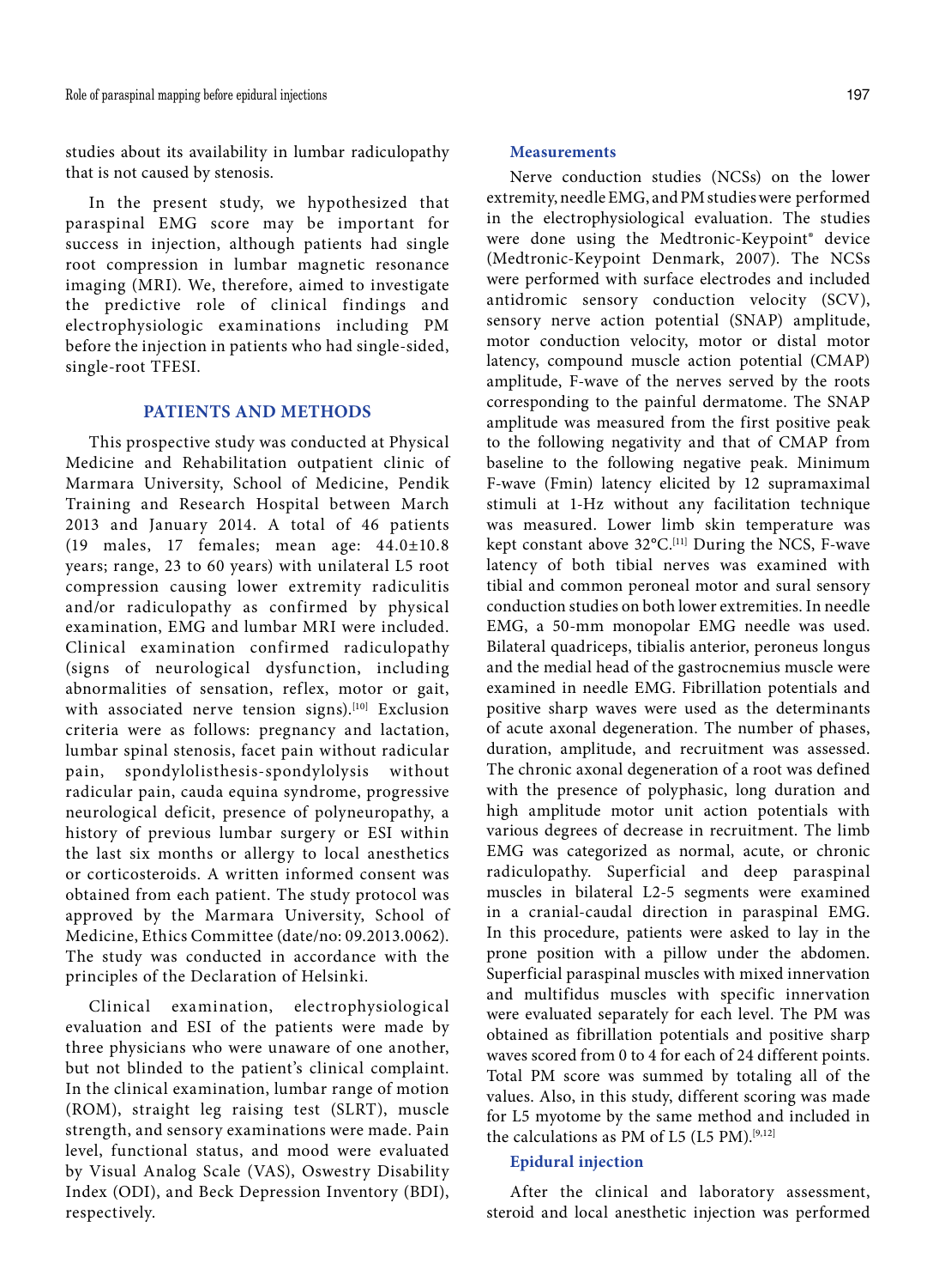studies about its availability in lumbar radiculopathy that is not caused by stenosis.

In the present study, we hypothesized that paraspinal EMG score may be important for success in injection, although patients had single root compression in lumbar magnetic resonance imaging (MRI). We, therefore, aimed to investigate the predictive role of clinical findings and electrophysiologic examinations including PM before the injection in patients who had single-sided, single-root TFESI.

## PATIENTS AND METHODS

This prospective study was conducted at Physical Medicine and Rehabilitation outpatient clinic of Marmara University, School of Medicine, Pendik Training and Research Hospital between March 2013 and January 2014. A total of 46 patients (19 males, 17 females; mean age: 44.0±10.8 years; range, 23 to 60 years) with unilateral L5 root compression causing lower extremity radiculitis and/or radiculopathy as confirmed by physical examination, EMG and lumbar MRI were included. Clinical examination confirmed radiculopathy (signs of neurological dysfunction, including abnormalities of sensation, reflex, motor or gait, with associated nerve tension signs).[10] Exclusion criteria were as follows: pregnancy and lactation, lumbar spinal stenosis, facet pain without radicular pain, spondylolisthesis-spondylolysis without radicular pain, cauda equina syndrome, progressive neurological deficit, presence of polyneuropathy, a history of previous lumbar surgery or ESI within the last six months or allergy to local anesthetics or corticosteroids. A written informed consent was obtained from each patient. The study protocol was approved by the Marmara University, School of Medicine, Ethics Committee (date/no: 09.2013.0062). The study was conducted in accordance with the principles of the Declaration of Helsinki.

Clinical examination, electrophysiological evaluation and ESI of the patients were made by three physicians who were unaware of one another, but not blinded to the patient's clinical complaint. In the clinical examination, lumbar range of motion (ROM), straight leg raising test (SLRT), muscle strength, and sensory examinations were made. Pain level, functional status, and mood were evaluated by Visual Analog Scale (VAS), Oswestry Disability Index (ODI), and Beck Depression Inventory (BDI), respectively.

### Measurements

Nerve conduction studies (NCSs) on the lower extremity, needle EMG, and PM studies were performed in the electrophysiological evaluation. The studies were done using the Medtronic-Keypoint® device (Medtronic-Keypoint Denmark, 2007). The NCSs were performed with surface electrodes and included antidromic sensory conduction velocity (SCV), sensory nerve action potential (SNAP) amplitude, motor conduction velocity, motor or distal motor latency, compound muscle action potential (CMAP) amplitude, F-wave of the nerves served by the roots corresponding to the painful dermatome. The SNAP amplitude was measured from the first positive peak to the following negativity and that of CMAP from baseline to the following negative peak. Minimum F-wave (Fmin) latency elicited by 12 supramaximal stimuli at 1-Hz without any facilitation technique was measured. Lower limb skin temperature was kept constant above 32°C.[11] During the NCS, F-wave latency of both tibial nerves was examined with tibial and common peroneal motor and sural sensory conduction studies on both lower extremities. In needle EMG, a 50-mm monopolar EMG needle was used. Bilateral quadriceps, tibialis anterior, peroneus longus and the medial head of the gastrocnemius muscle were examined in needle EMG. Fibrillation potentials and positive sharp waves were used as the determinants of acute axonal degeneration. The number of phases, duration, amplitude, and recruitment was assessed. The chronic axonal degeneration of a root was defined with the presence of polyphasic, long duration and high amplitude motor unit action potentials with various degrees of decrease in recruitment. The limb EMG was categorized as normal, acute, or chronic radiculopathy. Superficial and deep paraspinal muscles in bilateral L2-5 segments were examined in a cranial-caudal direction in paraspinal EMG. In this procedure, patients were asked to lay in the prone position with a pillow under the abdomen. Superficial paraspinal muscles with mixed innervation and multifidus muscles with specific innervation were evaluated separately for each level. The PM was obtained as fibrillation potentials and positive sharp waves scored from 0 to 4 for each of 24 different points. Total PM score was summed by totaling all of the values. Also, in this study, different scoring was made for L5 myotome by the same method and included in the calculations as PM of L5 (L5 PM).[9,12]

### Epidural injection

After the clinical and laboratory assessment, steroid and local anesthetic injection was performed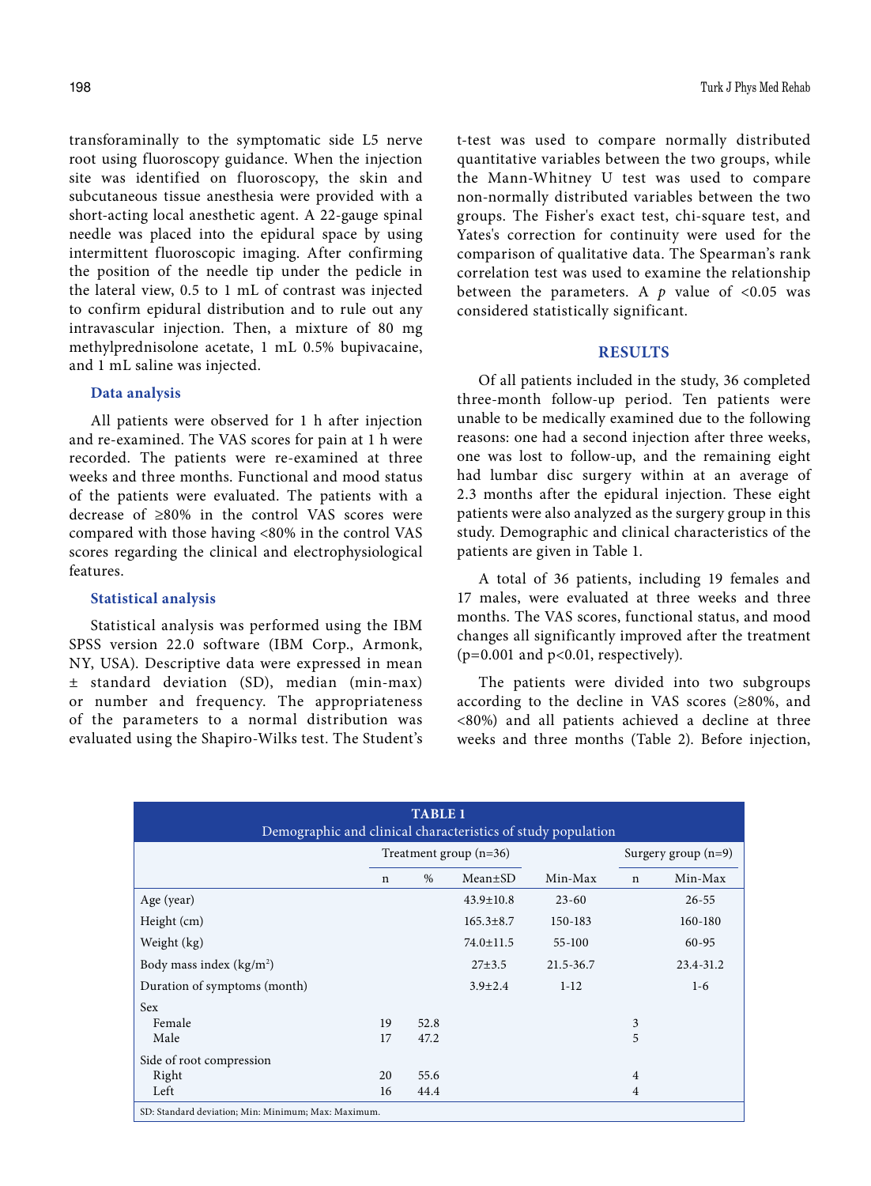transforaminally to the symptomatic side L5 nerve root using fluoroscopy guidance. When the injection site was identified on fluoroscopy, the skin and subcutaneous tissue anesthesia were provided with a short-acting local anesthetic agent. A 22-gauge spinal needle was placed into the epidural space by using intermittent fluoroscopic imaging. After confirming the position of the needle tip under the pedicle in the lateral view, 0.5 to 1 mL of contrast was injected to confirm epidural distribution and to rule out any intravascular injection. Then, a mixture of 80 mg methylprednisolone acetate, 1 mL 0.5% bupivacaine, and 1 mL saline was injected.

### Data analysis

All patients were observed for 1 h after injection and re-examined. The VAS scores for pain at 1 h were recorded. The patients were re-examined at three weeks and three months. Functional and mood status of the patients were evaluated. The patients with a decrease of ≥80% in the control VAS scores were compared with those having <80% in the control VAS scores regarding the clinical and electrophysiological features.

### Statistical analysis

Statistical analysis was performed using the IBM SPSS version 22.0 software (IBM Corp., Armonk, NY, USA). Descriptive data were expressed in mean ± standard deviation (SD), median (min-max) or number and frequency. The appropriateness of the parameters to a normal distribution was evaluated using the Shapiro-Wilks test. The Student's t-test was used to compare normally distributed quantitative variables between the two groups, while the Mann-Whitney U test was used to compare non-normally distributed variables between the two groups. The Fisher's exact test, chi-square test, and Yates's correction for continuity were used for the comparison of qualitative data. The Spearman's rank correlation test was used to examine the relationship between the parameters. A $p$ value of <0.05 was considered statistically significant.

## RESULTS

Of all patients included in the study, 36 completed three-month follow-up period. Ten patients were unable to be medically examined due to the following reasons: one had a second injection after three weeks, one was lost to follow-up, and the remaining eight had lumbar disc surgery within at an average of 2.3 months after the epidural injection. These eight patients were also analyzed as the surgery group in this study. Demographic and clinical characteristics of the patients are given in Table 1.

A total of 36 patients, including 19 females and 17 males, were evaluated at three weeks and three months. The VAS scores, functional status, and mood changes all significantly improved after the treatment (p=0.001 and p<0.01, respectively).

The patients were divided into two subgroups according to the decline in VAS scores (≥80%, and <80%) and all patients achieved a decline at three weeks and three months (Table 2). Before injection,

**TABLE 1**
Demographic and clinical characteristics of study population

| | Treatment group (n=36) | | | | Surgery group (n=9) | |
|---|---|---|---|---|---|---|
| | n | % | Mean±SD | Min-Max | n | Min-Max |
| Age (year) | | | 43.9±10.8 | 23-60 | | 26-55 |
| Height (cm) | | | 165.3±8.7 | 150-183 | | 160-180 |
| Weight (kg) | | | 74.0±11.5 | 55-100 | | 60-95 |
| Body mass index (kg/m²) | | | 27±3.5 | 21.5-36.7 | | 23.4-31.2 |
| Duration of symptoms (month) | | | 3.9±2.4 | 1-12 | | 1-6 |
| Sex | | | | | | |
| Female | 19 | 52.8 | | | 3 | |
| Male | 17 | 47.2 | | | 5 | |
| Side of root compression | | | | | | |
| Right | 20 | 55.6 | | | 4 | |
| Left | 16 | 44.4 | | | 4 | |

SD: Standard deviation; Min: Minimum; Max: Maximum.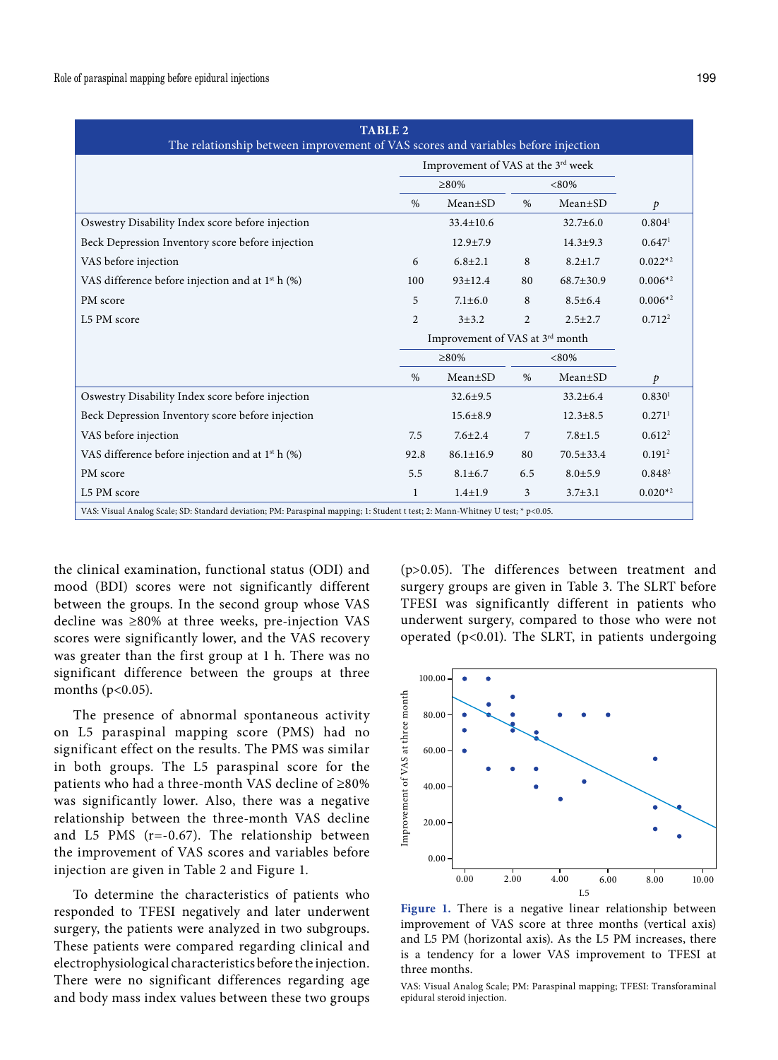**TABLE 2**
The relationship between improvement of VAS scores and variables before injection

| | Improvement of VAS at the 3rd week | | | | |
|---|---|---|---|---|---|
| | ≥80% | | <80% | | |
| | % | Mean±SD | % | Mean±SD | *p* |
| Oswestry Disability Index score before injection | | 33.4±10.6 | | 32.7±6.0 | 0.804[1] |
| Beck Depression Inventory score before injection | | 12.9±7.9 | | 14.3±9.3 | 0.647[1] |
| VAS before injection | 6 | 6.8±2.1 | 8 | 8.2±1.7 | 0.022*[2] |
| VAS difference before injection and at 1st h (%) | 100 | 93±12.4 | 80 | 68.7±30.9 | 0.006*[2] |
| PM score | 5 | 7.1±6.0 | 8 | 8.5±6.4 | 0.006*[2] |
| L5 PM score | 2 | 3±3.2 | 2 | 2.5±2.7 | 0.712[2] |
| | Improvement of VAS at 3rd month | | | | |
| | ≥80% | | <80% | | |
| | % | Mean±SD | % | Mean±SD | *p* |
| Oswestry Disability Index score before injection | | 32.6±9.5 | | 33.2±6.4 | 0.830[1] |
| Beck Depression Inventory score before injection | | 15.6±8.9 | | 12.3±8.5 | 0.271[1] |
| VAS before injection | 7.5 | 7.6±2.4 | 7 | 7.8±1.5 | 0.612[2] |
| VAS difference before injection and at 1st h (%) | 92.8 | 86.1±16.9 | 80 | 70.5±33.4 | 0.191[2] |
| PM score | 5.5 | 8.1±6.7 | 6.5 | 8.0±5.9 | 0.848[2] |
| L5 PM score | 1 | 1.4±1.9 | 3 | 3.7±3.1 | 0.020*[2] |

VAS: Visual Analog Scale; SD: Standard deviation; PM: Paraspinal mapping; 1: Student t test; 2: Mann-Whitney U test; * p<0.05.

the clinical examination, functional status (ODI) and mood (BDI) scores were not significantly different between the groups. In the second group whose VAS decline was ≥80% at three weeks, pre-injection VAS scores were significantly lower, and the VAS recovery was greater than the first group at 1 h. There was no significant difference between the groups at three months ($p<0.05$).

The presence of abnormal spontaneous activity on L5 paraspinal mapping score (PMS) had no significant effect on the results. The PMS was similar in both groups. The L5 paraspinal score for the patients who had a three-month VAS decline of ≥80% was significantly lower. Also, there was a negative relationship between the three-month VAS decline and L5 PMS ($r=-0.67$). The relationship between the improvement of VAS scores and variables before injection are given in Table 2 and Figure 1.

To determine the characteristics of patients who responded to TFESI negatively and later underwent surgery, the patients were analyzed in two subgroups. These patients were compared regarding clinical and electrophysiological characteristics before the injection. There were no significant differences regarding age and body mass index values between these two groups ($p>0.05$). The differences between treatment and surgery groups are given in Table 3. The SLRT before TFESI was significantly different in patients who underwent surgery, compared to those who were not operated ($p<0.01$). The SLRT, in patients undergoing

Improvement of VAS at three month
100.00
80.00
60.00
40.00
20.00
0.00
0.00 2.00 4.00 6.00 8.00 10.00
L5

**Figure 1.** There is a negative linear relationship between improvement of VAS score at three months (vertical axis) and L5 PM (horizontal axis). As the L5 PM increases, there is a tendency for a lower VAS improvement to TFESI at three months.

VAS: Visual Analog Scale; PM: Paraspinal mapping; TFESI: Transforaminal epidural steroid injection.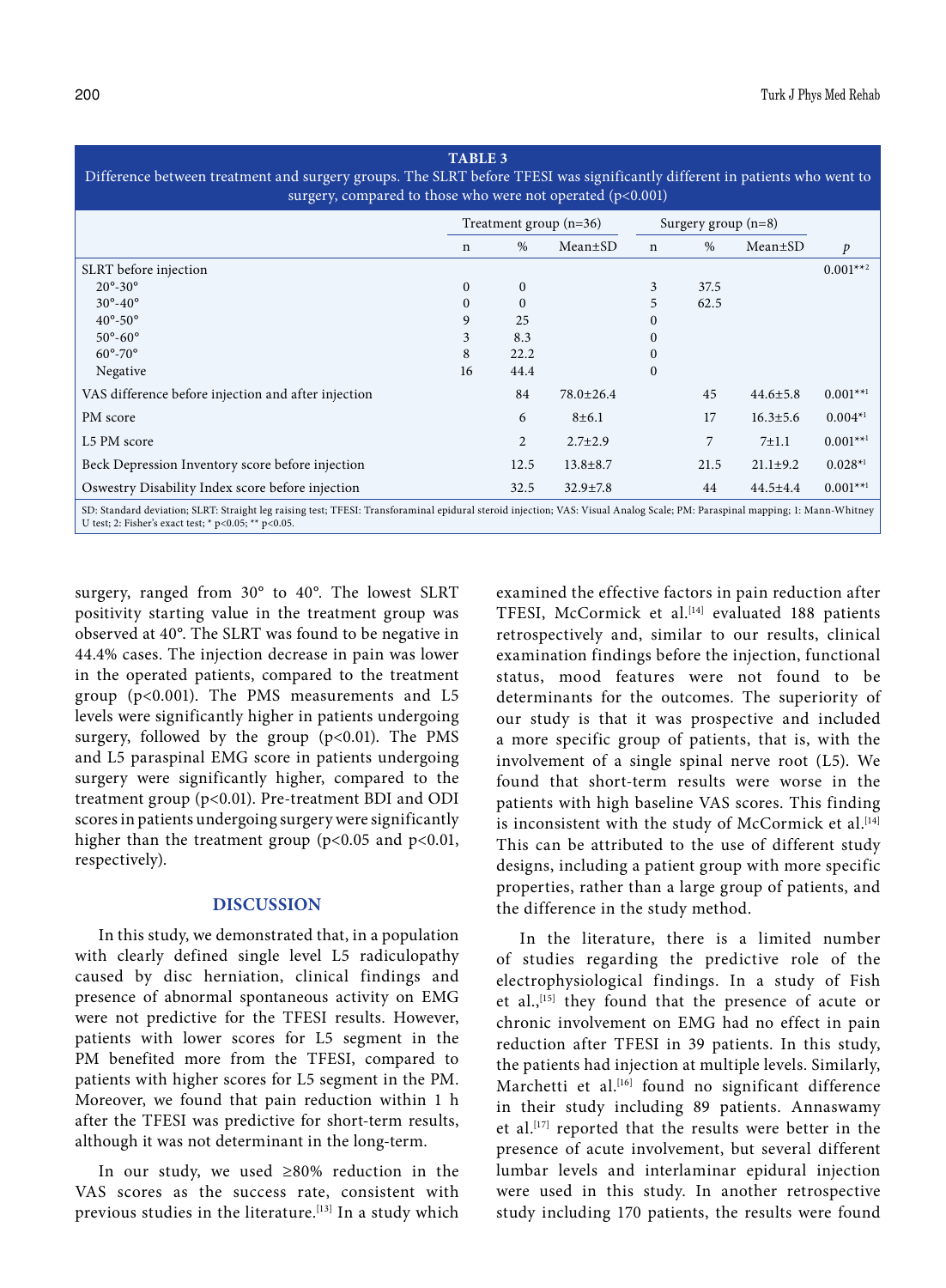**TABLE 3**

Difference between treatment and surgery groups. The SLRT before TFESI was significantly different in patients who went to surgery, compared to those who were not operated (p<0.001)

| | Treatment group (n=36) | | | Surgery group (n=8) | | | |
|---|---|---|---|---|---|---|---|
| | n | % | Mean±SD | n | % | Mean±SD | *p* |
| SLRT before injection | | | | | | | 0.001**2 |
| 20°-30° | 0 | 0 | | 3 | 37.5 | | |
| 30°-40° | 0 | 0 | | 5 | 62.5 | | |
| 40°-50° | 9 | 25 | | 0 | | | |
| 50°-60° | 3 | 8.3 | | 0 | | | |
| 60°-70° | 8 | 22.2 | | 0 | | | |
| Negative | 16 | 44.4 | | 0 | | | |
| VAS difference before injection and after injection | | 84 | 78.0±26.4 | | 45 | 44.6±5.8 | 0.001**1 |
| PM score | | 6 | 8±6.1 | | 17 | 16.3±5.6 | 0.004*1 |
| L5 PM score | | 2 | 2.7±2.9 | | 7 | 7±1.1 | 0.001**1 |
| Beck Depression Inventory score before injection | | 12.5 | 13.8±8.7 | | 21.5 | 21.1±9.2 | 0.028*1 |
| Oswestry Disability Index score before injection | | 32.5 | 32.9±7.8 | | 44 | 44.5±4.4 | 0.001**1 |

SD: Standard deviation; SLRT: Straight leg raising test; TFESI: Transforaminal epidural steroid injection; VAS: Visual Analog Scale; PM: Paraspinal mapping; 1: Mann-Whitney U test; 2: Fisher's exact test; * p<0.05; ** p<0.05.

surgery, ranged from 30° to 40°. The lowest SLRT positivity starting value in the treatment group was observed at 40°. The SLRT was found to be negative in 44.4% cases. The injection decrease in pain was lower in the operated patients, compared to the treatment group (p<0.001). The PMS measurements and L5 levels were significantly higher in patients undergoing surgery, followed by the group (p<0.01). The PMS and L5 paraspinal EMG score in patients undergoing surgery were significantly higher, compared to the treatment group (p<0.01). Pre-treatment BDI and ODI scores in patients undergoing surgery were significantly higher than the treatment group (p<0.05 and p<0.01, respectively).

## DISCUSSION

In this study, we demonstrated that, in a population with clearly defined single level L5 radiculopathy caused by disc herniation, clinical findings and presence of abnormal spontaneous activity on EMG were not predictive for the TFESI results. However, patients with lower scores for L5 segment in the PM benefited more from the TFESI, compared to patients with higher scores for L5 segment in the PM. Moreover, we found that pain reduction within 1 h after the TFESI was predictive for short-term results, although it was not determinant in the long-term.

In our study, we used ≥80% reduction in the VAS scores as the success rate, consistent with previous studies in the literature.[13] In a study which examined the effective factors in pain reduction after TFESI, McCormick et al.[14] evaluated 188 patients retrospectively and, similar to our results, clinical examination findings before the injection, functional status, mood features were not found to be determinants for the outcomes. The superiority of our study is that it was prospective and included a more specific group of patients, that is, with the involvement of a single spinal nerve root (L5). We found that short-term results were worse in the patients with high baseline VAS scores. This finding is inconsistent with the study of McCormick et al.[14] This can be attributed to the use of different study designs, including a patient group with more specific properties, rather than a large group of patients, and the difference in the study method.

In the literature, there is a limited number of studies regarding the predictive role of the electrophysiological findings. In a study of Fish et al.,[15] they found that the presence of acute or chronic involvement on EMG had no effect in pain reduction after TFESI in 39 patients. In this study, the patients had injection at multiple levels. Similarly, Marchetti et al.[16] found no significant difference in their study including 89 patients. Annaswamy et al.[17] reported that the results were better in the presence of acute involvement, but several different lumbar levels and interlaminar epidural injection were used in this study. In another retrospective study including 170 patients, the results were found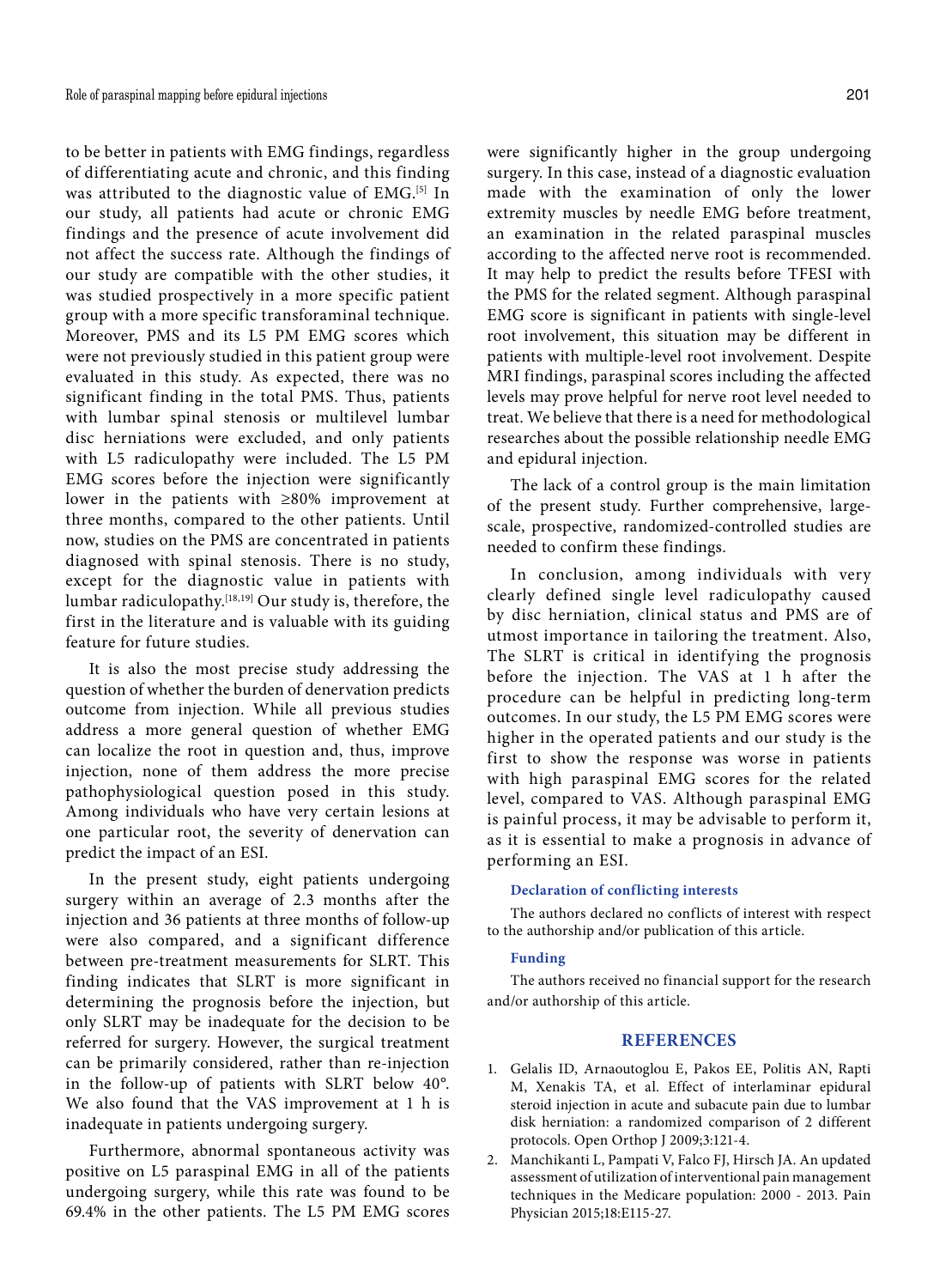to be better in patients with EMG findings, regardless of differentiating acute and chronic, and this finding was attributed to the diagnostic value of EMG.[5] In our study, all patients had acute or chronic EMG findings and the presence of acute involvement did not affect the success rate. Although the findings of our study are compatible with the other studies, it was studied prospectively in a more specific patient group with a more specific transforaminal technique. Moreover, PMS and its L5 PM EMG scores which were not previously studied in this patient group were evaluated in this study. As expected, there was no significant finding in the total PMS. Thus, patients with lumbar spinal stenosis or multilevel lumbar disc herniations were excluded, and only patients with L5 radiculopathy were included. The L5 PM EMG scores before the injection were significantly lower in the patients with ≥80% improvement at three months, compared to the other patients. Until now, studies on the PMS are concentrated in patients diagnosed with spinal stenosis. There is no study, except for the diagnostic value in patients with lumbar radiculopathy.[18,19] Our study is, therefore, the first in the literature and is valuable with its guiding feature for future studies.

It is also the most precise study addressing the question of whether the burden of denervation predicts outcome from injection. While all previous studies address a more general question of whether EMG can localize the root in question and, thus, improve injection, none of them address the more precise pathophysiological question posed in this study. Among individuals who have very certain lesions at one particular root, the severity of denervation can predict the impact of an ESI.

In the present study, eight patients undergoing surgery within an average of 2.3 months after the injection and 36 patients at three months of follow-up were also compared, and a significant difference between pre-treatment measurements for SLRT. This finding indicates that SLRT is more significant in determining the prognosis before the injection, but only SLRT may be inadequate for the decision to be referred for surgery. However, the surgical treatment can be primarily considered, rather than re-injection in the follow-up of patients with SLRT below 40°. We also found that the VAS improvement at 1 h is inadequate in patients undergoing surgery.

Furthermore, abnormal spontaneous activity was positive on L5 paraspinal EMG in all of the patients undergoing surgery, while this rate was found to be 69.4% in the other patients. The L5 PM EMG scores were significantly higher in the group undergoing surgery. In this case, instead of a diagnostic evaluation made with the examination of only the lower extremity muscles by needle EMG before treatment, an examination in the related paraspinal muscles according to the affected nerve root is recommended. It may help to predict the results before TFESI with the PMS for the related segment. Although paraspinal EMG score is significant in patients with single-level root involvement, this situation may be different in patients with multiple-level root involvement. Despite MRI findings, paraspinal scores including the affected levels may prove helpful for nerve root level needed to treat. We believe that there is a need for methodological researches about the possible relationship needle EMG and epidural injection.

The lack of a control group is the main limitation of the present study. Further comprehensive, large-scale, prospective, randomized-controlled studies are needed to confirm these findings.

In conclusion, among individuals with very clearly defined single level radiculopathy caused by disc herniation, clinical status and PMS are of utmost importance in tailoring the treatment. Also, The SLRT is critical in identifying the prognosis before the injection. The VAS at 1 h after the procedure can be helpful in predicting long-term outcomes. In our study, the L5 PM EMG scores were higher in the operated patients and our study is the first to show the response was worse in patients with high paraspinal EMG scores for the related level, compared to VAS. Although paraspinal EMG is painful process, it may be advisable to perform it, as it is essential to make a prognosis in advance of performing an ESI.

#### Declaration of conflicting interests

The authors declared no conflicts of interest with respect to the authorship and/or publication of this article.

#### Funding

The authors received no financial support for the research and/or authorship of this article.

## REFERENCES

1. Gelalis ID, Arnaoutoglou E, Pakos EE, Politis AN, Rapti M, Xenakis TA, et al. Effect of interlaminar epidural steroid injection in acute and subacute pain due to lumbar disk herniation: a randomized comparison of 2 different protocols. Open Orthop J 2009;3:121-4.
2. Manchikanti L, Pampati V, Falco FJ, Hirsch JA. An updated assessment of utilization of interventional pain management techniques in the Medicare population: 2000 - 2013. Pain Physician 2015;18:E115-27.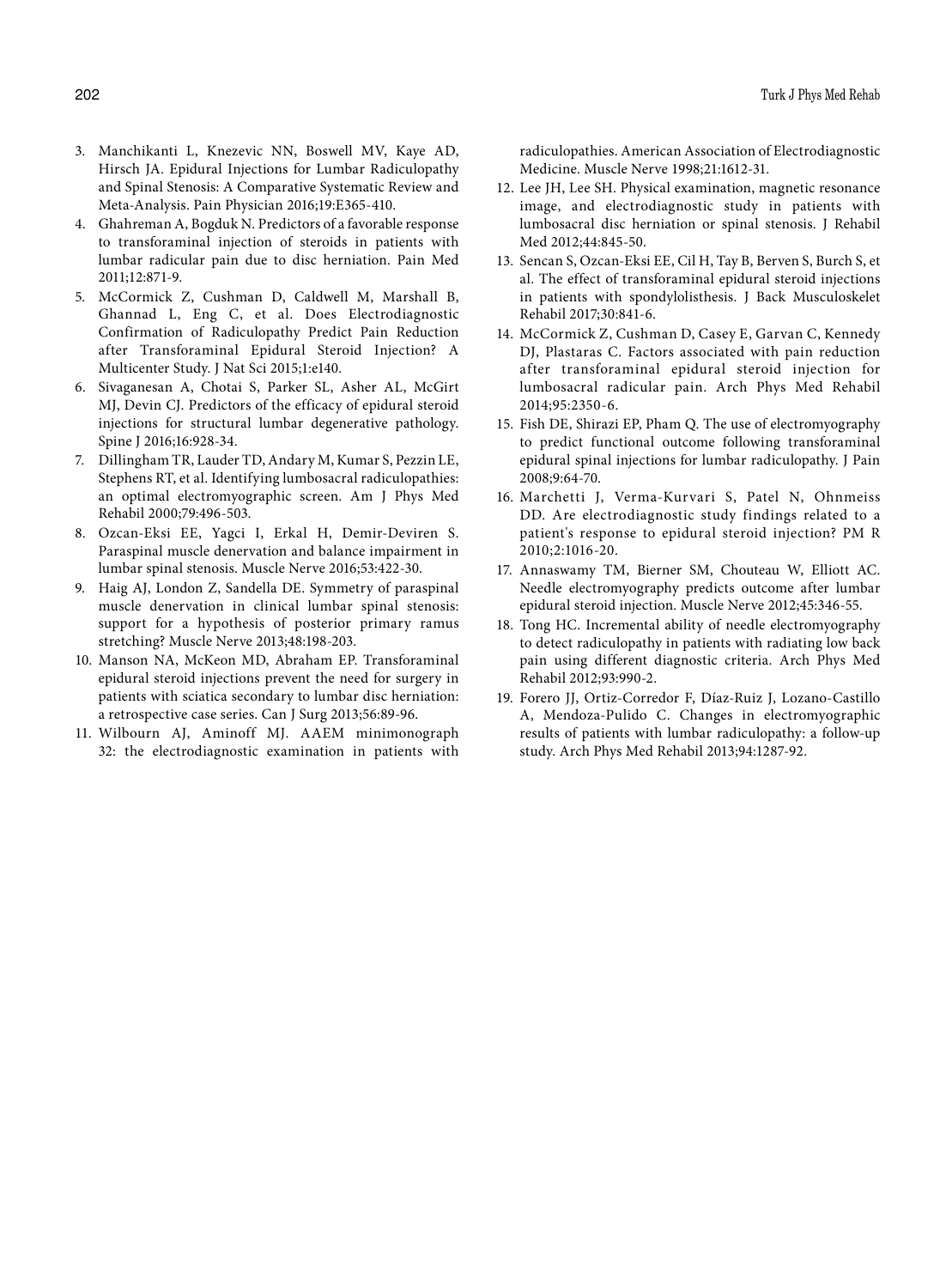3. Manchikanti L, Knezevic NN, Boswell MV, Kaye AD, Hirsch JA. Epidural Injections for Lumbar Radiculopathy and Spinal Stenosis: A Comparative Systematic Review and Meta-Analysis. Pain Physician 2016;19:E365-410.
4. Ghahreman A, Bogduk N. Predictors of a favorable response to transforaminal injection of steroids in patients with lumbar radicular pain due to disc herniation. Pain Med 2011;12:871-9.
5. McCormick Z, Cushman D, Caldwell M, Marshall B, Ghannad L, Eng C, et al. Does Electrodiagnostic Confirmation of Radiculopathy Predict Pain Reduction after Transforaminal Epidural Steroid Injection? A Multicenter Study. J Nat Sci 2015;1:e140.
6. Sivaganesan A, Chotai S, Parker SL, Asher AL, McGirt MJ, Devin CJ. Predictors of the efficacy of epidural steroid injections for structural lumbar degenerative pathology. Spine J 2016;16:928-34.
7. Dillingham TR, Lauder TD, Andary M, Kumar S, Pezzin LE, Stephens RT, et al. Identifying lumbosacral radiculopathies: an optimal electromyographic screen. Am J Phys Med Rehabil 2000;79:496-503.
8. Ozcan-Eksi EE, Yagci I, Erkal H, Demir-Deviren S. Paraspinal muscle denervation and balance impairment in lumbar spinal stenosis. Muscle Nerve 2016;53:422-30.
9. Haig AJ, London Z, Sandella DE. Symmetry of paraspinal muscle denervation in clinical lumbar spinal stenosis: support for a hypothesis of posterior primary ramus stretching? Muscle Nerve 2013;48:198-203.
10. Manson NA, McKeon MD, Abraham EP. Transforaminal epidural steroid injections prevent the need for surgery in patients with sciatica secondary to lumbar disc herniation: a retrospective case series. Can J Surg 2013;56:89-96.
11. Wilbourn AJ, Aminoff MJ. AAEM minimonograph 32: the electrodiagnostic examination in patients with radiculopathies. American Association of Electrodiagnostic Medicine. Muscle Nerve 1998;21:1612-31.
12. Lee JH, Lee SH. Physical examination, magnetic resonance image, and electrodiagnostic study in patients with lumbosacral disc herniation or spinal stenosis. J Rehabil Med 2012;44:845-50.
13. Sencan S, Ozcan-Eksi EE, Cil H, Tay B, Berven S, Burch S, et al. The effect of transforaminal epidural steroid injections in patients with spondylolisthesis. J Back Musculoskelet Rehabil 2017;30:841-6.
14. McCormick Z, Cushman D, Casey E, Garvan C, Kennedy DJ, Plastaras C. Factors associated with pain reduction after transforaminal epidural steroid injection for lumbosacral radicular pain. Arch Phys Med Rehabil 2014;95:2350-6.
15. Fish DE, Shirazi EP, Pham Q. The use of electromyography to predict functional outcome following transforaminal epidural spinal injections for lumbar radiculopathy. J Pain 2008;9:64-70.
16. Marchetti J, Verma-Kurvari S, Patel N, Ohnmeiss DD. Are electrodiagnostic study findings related to a patient's response to epidural steroid injection? PM R 2010;2:1016-20.
17. Annaswamy TM, Bierner SM, Chouteau W, Elliott AC. Needle electromyography predicts outcome after lumbar epidural steroid injection. Muscle Nerve 2012;45:346-55.
18. Tong HC. Incremental ability of needle electromyography to detect radiculopathy in patients with radiating low back pain using different diagnostic criteria. Arch Phys Med Rehabil 2012;93:990-2.
19. Forero JJ, Ortiz-Corredor F, Díaz-Ruiz J, Lozano-Castillo A, Mendoza-Pulido C. Changes in electromyographic results of patients with lumbar radiculopathy: a follow-up study. Arch Phys Med Rehabil 2013;94:1287-92.